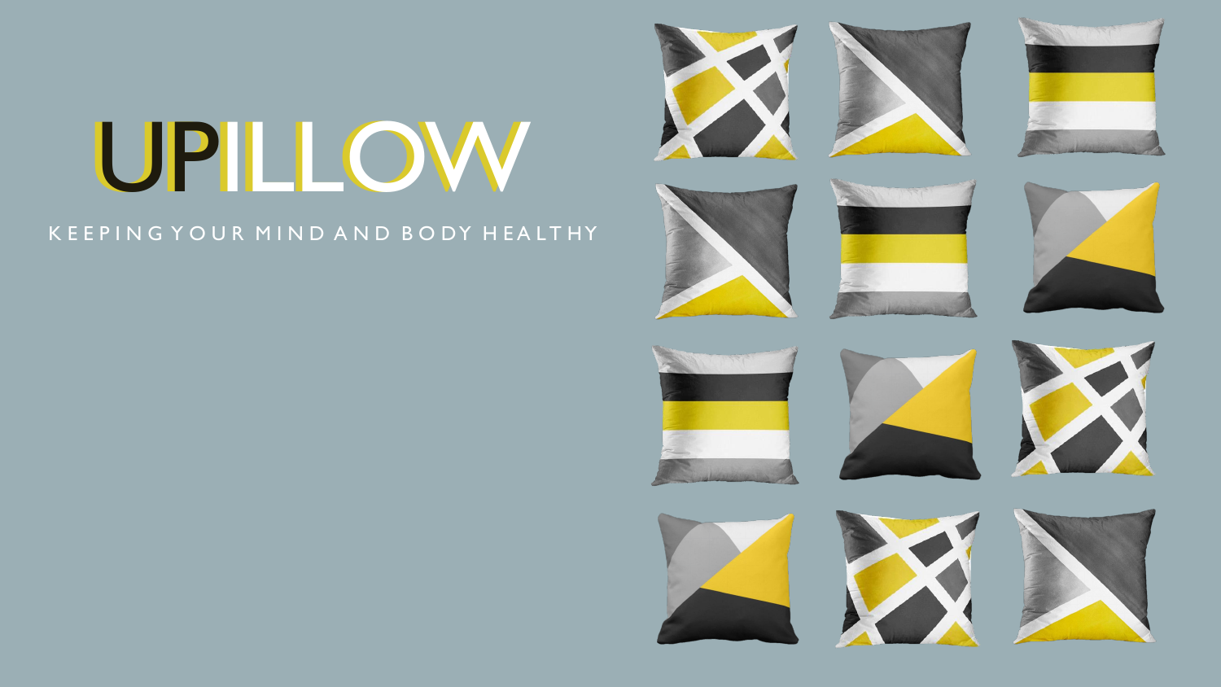# UPILLOW

KEEPING YOUR MIND AND BODY HEALTHY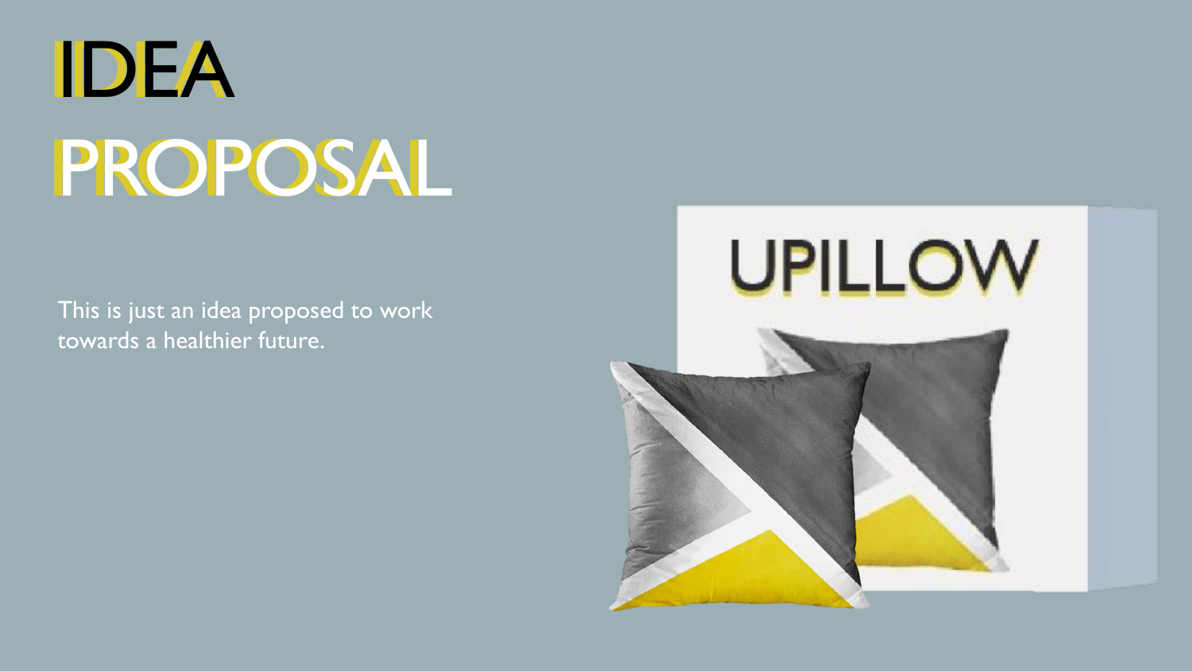# IDEA PROPOSAL

This is just an idea proposed to work towards a healthier future.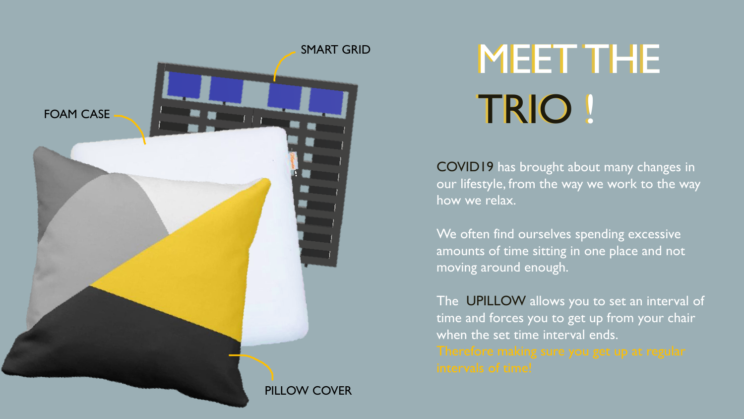# MEET THE TRIO !

SMART GRID

FOAM CASE

PILLOW COVER

COVID19 has brought about many changes in our lifestyle, from the way we work to the way how we relax.

We often find ourselves spending excessive amounts of time sitting in one place and not moving around enough.

The UPILLOW allows you to set an interval of time and forces you to get up from your chair when the set time interval ends.
Therefore making sure you get up at regular intervals of time!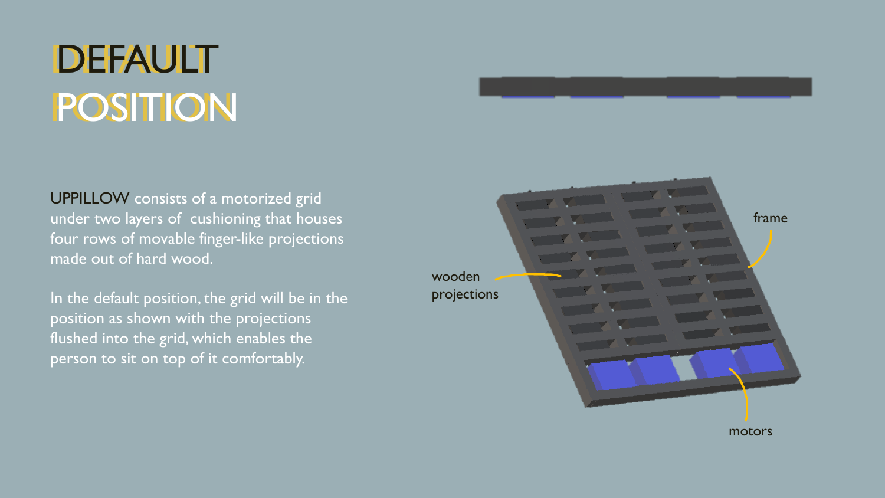# DEFAULT POSITION

UPPILLOW consists of a motorized grid under two layers of cushioning that houses four rows of movable finger-like projections made out of hard wood.

In the default position, the grid will be in the position as shown with the projections flushed into the grid, which enables the person to sit on top of it comfortably.

wooden projections

frame

motors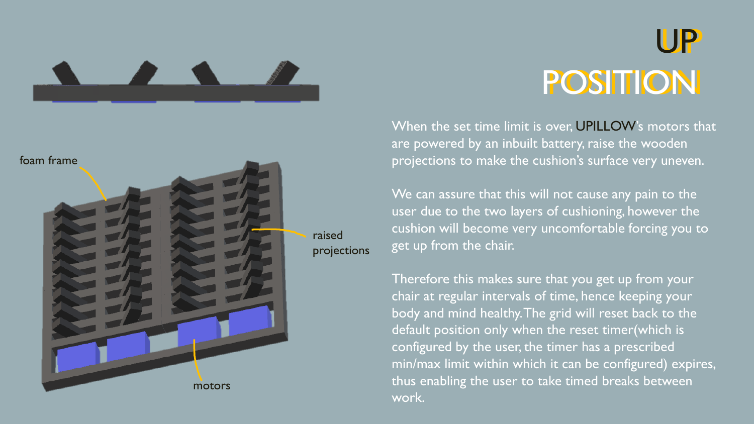# UP POSITION

foam frame

raised projections

motors

When the set time limit is over, UPILLOW's motors that are powered by an inbuilt battery, raise the wooden projections to make the cushion's surface very uneven.

We can assure that this will not cause any pain to the user due to the two layers of cushioning, however the cushion will become very uncomfortable forcing you to get up from the chair.

Therefore this makes sure that you get up from your chair at regular intervals of time, hence keeping your body and mind healthy. The grid will reset back to the default position only when the reset timer(which is configured by the user, the timer has a prescribed min/max limit within which it can be configured) expires, thus enabling the user to take timed breaks between work.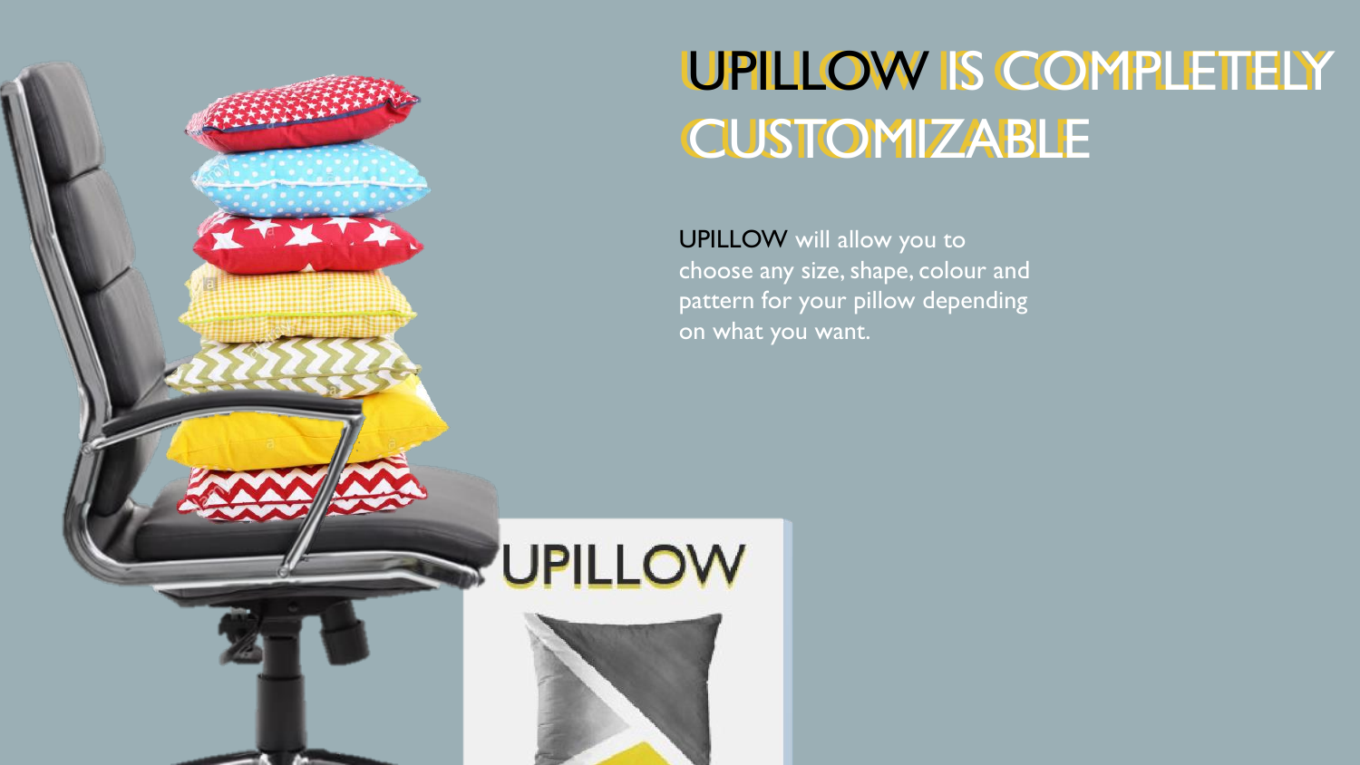# UPILLOW IS COMPLETELY CUSTOMIZABLE

UPILLOW will allow you to choose any size, shape, colour and pattern for your pillow depending on what you want.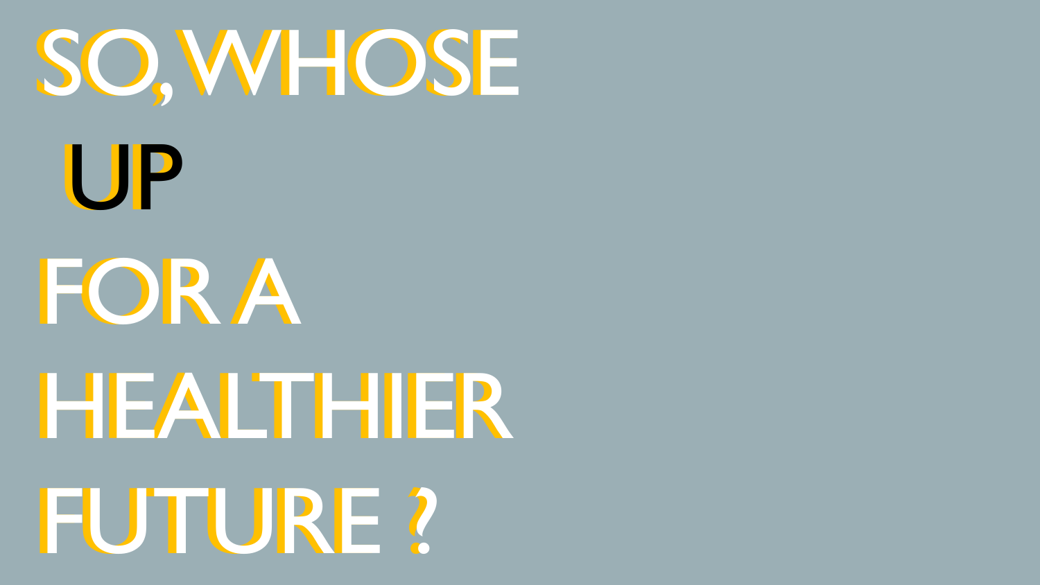# SO, WHOSE UP FOR A HEALTHIER FUTURE ?